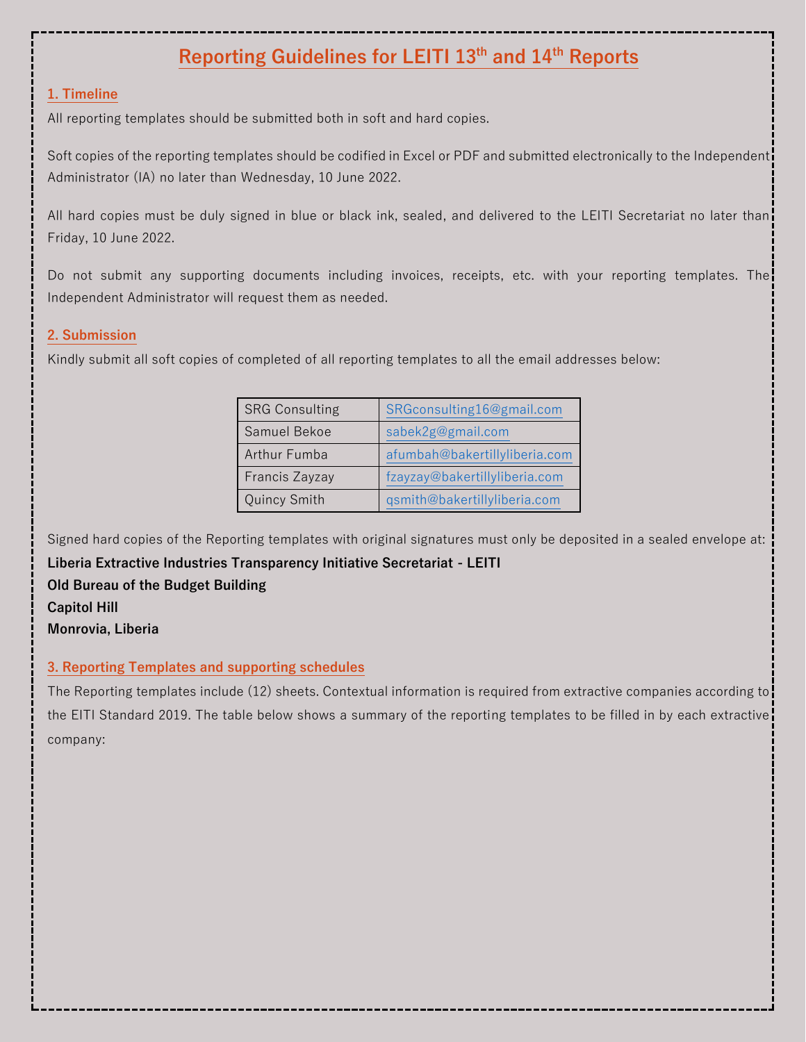# Reporting Guidelines for LEITI 13th and 14th Reports

## 1. Timeline

All reporting templates should be submitted both in soft and hard copies.

Soft copies of the reporting templates should be codified in Excel or PDF and submitted electronically to the Independent Administrator (IA) no later than Wednesday, 10 June 2022.

All hard copies must be duly signed in blue or black ink, sealed, and delivered to the LEITI Secretariat no later than Friday, 10 June 2022.

Do not submit any supporting documents including invoices, receipts, etc. with your reporting templates. The Independent Administrator will request them as needed.

## 2. Submission

Kindly submit all soft copies of completed of all reporting templates to all the email addresses below:

| | |
|---|---|
| SRG Consulting | SRGconsulting16@gmail.com |
| Samuel Bekoe | sabek2g@gmail.com |
| Arthur Fumba | afumbah@bakertillyliberia.com |
| Francis Zayzay | fzayzay@bakertillyliberia.com |
| Quincy Smith | qsmith@bakertillyliberia.com |

Signed hard copies of the Reporting templates with original signatures must only be deposited in a sealed envelope at:

**Liberia Extractive Industries Transparency Initiative Secretariat - LEITI**
**Old Bureau of the Budget Building**
**Capitol Hill**
**Monrovia, Liberia**

## 3. Reporting Templates and supporting schedules

The Reporting templates include (12) sheets. Contextual information is required from extractive companies according to the EITI Standard 2019. The table below shows a summary of the reporting templates to be filled in by each extractive company: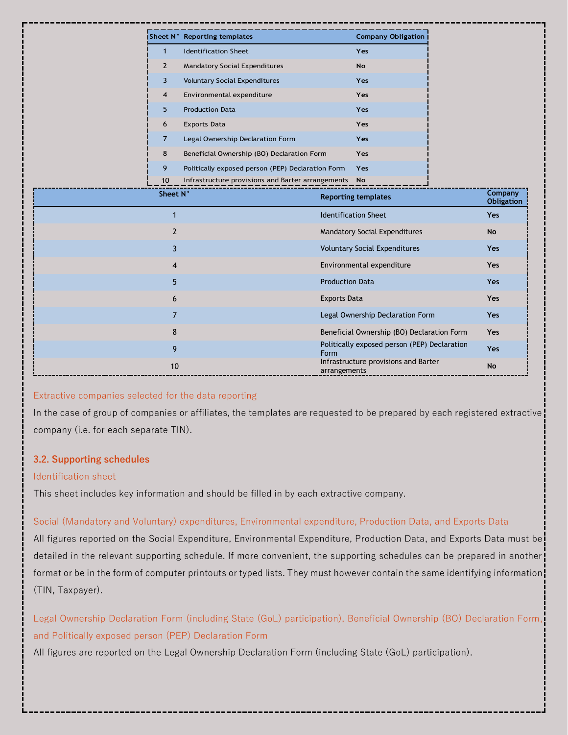| Sheet N° | Reporting templates | Company Obligation |
|---|---|---|
| 1 | Identification Sheet | Yes |
| 2 | Mandatory Social Expenditures | No |
| 3 | Voluntary Social Expenditures | Yes |
| 4 | Environmental expenditure | Yes |
| 5 | Production Data | Yes |
| 6 | Exports Data | Yes |
| 7 | Legal Ownership Declaration Form | Yes |
| 8 | Beneficial Ownership (BO) Declaration Form | Yes |
| 9 | Politically exposed person (PEP) Declaration Form | Yes |
| 10 | Infrastructure provisions and Barter arrangements | No |

| Sheet N° | Reporting templates | Company Obligation |
|---|---|---|
| 1 | Identification Sheet | Yes |
| 2 | Mandatory Social Expenditures | No |
| 3 | Voluntary Social Expenditures | Yes |
| 4 | Environmental expenditure | Yes |
| 5 | Production Data | Yes |
| 6 | Exports Data | Yes |
| 7 | Legal Ownership Declaration Form | Yes |
| 8 | Beneficial Ownership (BO) Declaration Form | Yes |
| 9 | Politically exposed person (PEP) Declaration Form | Yes |
| 10 | Infrastructure provisions and Barter arrangements | No |

#### Extractive companies selected for the data reporting

In the case of group of companies or affiliates, the templates are requested to be prepared by each registered extractive company (i.e. for each separate TIN).

### 3.2. Supporting schedules

#### Identification sheet

This sheet includes key information and should be filled in by each extractive company.

#### Social (Mandatory and Voluntary) expenditures, Environmental expenditure, Production Data, and Exports Data

All figures reported on the Social Expenditure, Environmental Expenditure, Production Data, and Exports Data must be detailed in the relevant supporting schedule. If more convenient, the supporting schedules can be prepared in another format or be in the form of computer printouts or typed lists. They must however contain the same identifying information (TIN, Taxpayer).

#### Legal Ownership Declaration Form (including State (GoL) participation), Beneficial Ownership (BO) Declaration Form, and Politically exposed person (PEP) Declaration Form

All figures are reported on the Legal Ownership Declaration Form (including State (GoL) participation).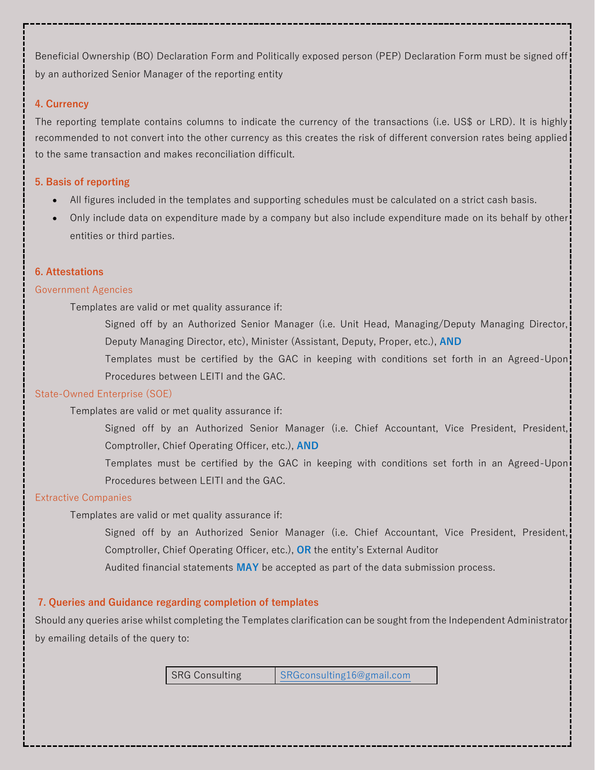Beneficial Ownership (BO) Declaration Form and Politically exposed person (PEP) Declaration Form must be signed off by an authorized Senior Manager of the reporting entity

## 4. Currency

The reporting template contains columns to indicate the currency of the transactions (i.e. US$ or LRD). It is highly recommended to not convert into the other currency as this creates the risk of different conversion rates being applied to the same transaction and makes reconciliation difficult.

## 5. Basis of reporting

- All figures included in the templates and supporting schedules must be calculated on a strict cash basis.
- Only include data on expenditure made by a company but also include expenditure made on its behalf by other entities or third parties.

## 6. Attestations

### Government Agencies

Templates are valid or met quality assurance if:

Signed off by an Authorized Senior Manager (i.e. Unit Head, Managing/Deputy Managing Director, Deputy Managing Director, etc), Minister (Assistant, Deputy, Proper, etc.), **AND**

Templates must be certified by the GAC in keeping with conditions set forth in an Agreed-Upon Procedures between LEITI and the GAC.

### State-Owned Enterprise (SOE)

Templates are valid or met quality assurance if:

Signed off by an Authorized Senior Manager (i.e. Chief Accountant, Vice President, President, Comptroller, Chief Operating Officer, etc.), **AND**

Templates must be certified by the GAC in keeping with conditions set forth in an Agreed-Upon Procedures between LEITI and the GAC.

### Extractive Companies

Templates are valid or met quality assurance if:

Signed off by an Authorized Senior Manager (i.e. Chief Accountant, Vice President, President, Comptroller, Chief Operating Officer, etc.), **OR** the entity's External Auditor

Audited financial statements **MAY** be accepted as part of the data submission process.

## 7. Queries and Guidance regarding completion of templates

Should any queries arise whilst completing the Templates clarification can be sought from the Independent Administrator by emailing details of the query to:

| SRG Consulting | SRGconsulting16@gmail.com |
|---|---|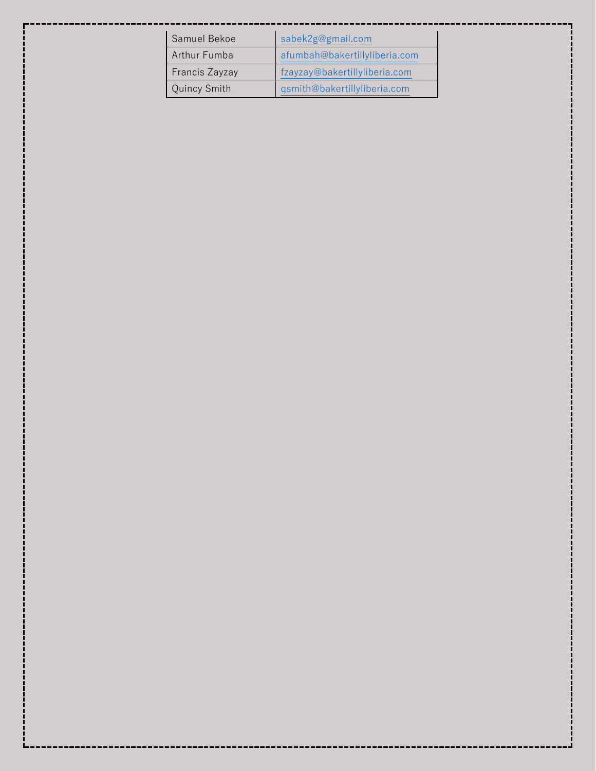| | |
|---|---|
| Samuel Bekoe | sabek2g@gmail.com |
| Arthur Fumba | afumbah@bakertillyliberia.com |
| Francis Zayzay | fzayzay@bakertillyliberia.com |
| Quincy Smith | qsmith@bakertillyliberia.com |